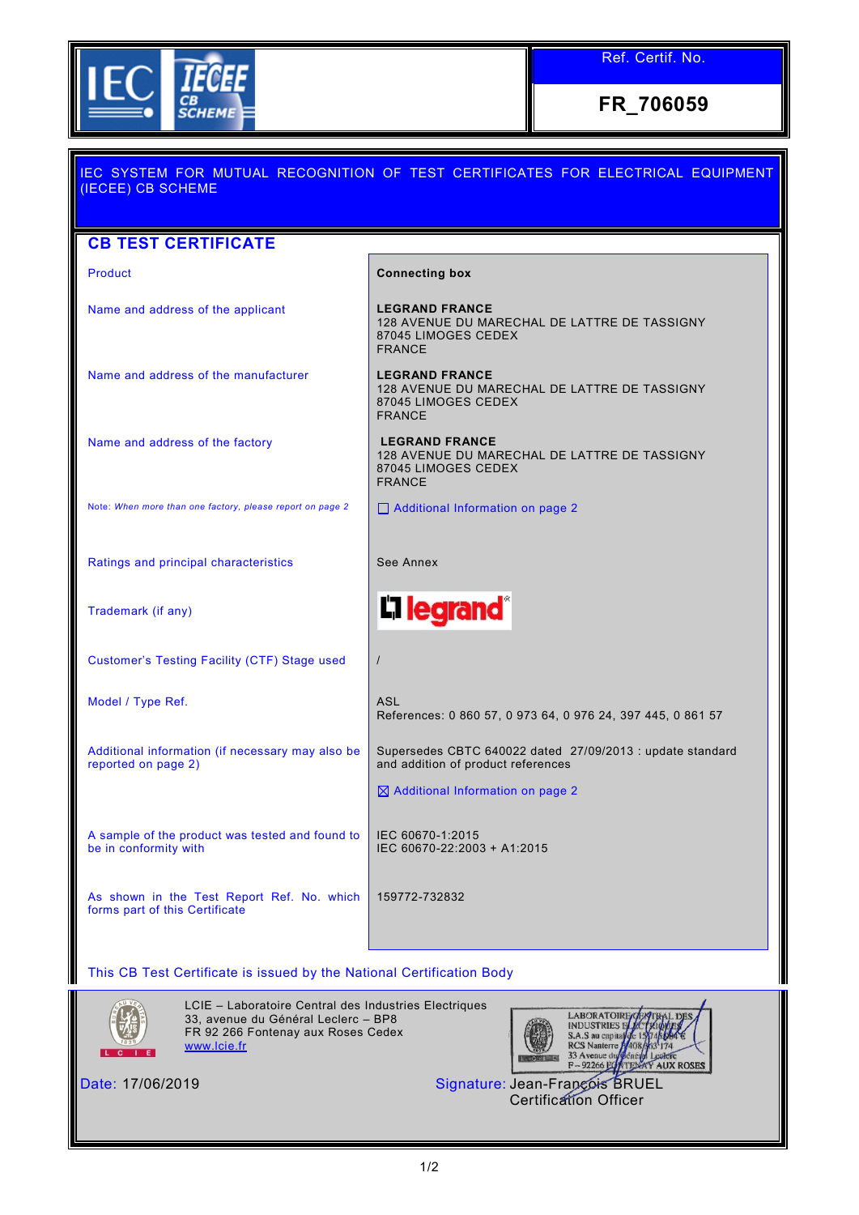IEC IECEE CB SCHEME

| Ref. Certif. No. |
| --- |
| **FR_706059** |

IEC SYSTEM FOR MUTUAL RECOGNITION OF TEST CERTIFICATES FOR ELECTRICAL EQUIPMENT (IECEE) CB SCHEME

## CB TEST CERTIFICATE

| | |
| --- | --- |
| Product | **Connecting box** |
| Name and address of the applicant | **LEGRAND FRANCE**<br>128 AVENUE DU MARECHAL DE LATTRE DE TASSIGNY<br>87045 LIMOGES CEDEX<br>FRANCE |
| Name and address of the manufacturer | **LEGRAND FRANCE**<br>128 AVENUE DU MARECHAL DE LATTRE DE TASSIGNY<br>87045 LIMOGES CEDEX<br>FRANCE |
| Name and address of the factory | **LEGRAND FRANCE**<br>128 AVENUE DU MARECHAL DE LATTRE DE TASSIGNY<br>87045 LIMOGES CEDEX<br>FRANCE |
| Note: *When more than one factory, please report on page 2* | ☐ Additional Information on page 2 |
| Ratings and principal characteristics | See Annex |
| Trademark (if any) | legrand |
| Customer's Testing Facility (CTF) Stage used | / |
| Model / Type Ref. | ASL<br>References: 0 860 57, 0 973 64, 0 976 24, 397 445, 0 861 57 |
| Additional information (if necessary may also be reported on page 2) | Supersedes CBTC 640022 dated 27/09/2013 : update standard and addition of product references<br><br>☒ Additional Information on page 2 |
| A sample of the product was tested and found to be in conformity with | IEC 60670-1:2015<br>IEC 60670-22:2003 + A1:2015 |
| As shown in the Test Report Ref. No. which forms part of this Certificate | 159772-732832 |

This CB Test Certificate is issued by the National Certification Body

LCIE – Laboratoire Central des Industries Electriques
33, avenue du Général Leclerc – BP8
FR 92 266 Fontenay aux Roses Cedex
www.lcie.fr

LABORATOIRE CENTRAL DES INDUSTRIES ELECTRIQUES
S.A.S au capital de 15 745 984 €
RCS Nanterre B 408 363 174
33 Avenue du Général Leclerc
F – 92266 FONTENAY AUX ROSES

Date: 17/06/2019

Signature: Jean-François BRUEL
Certification Officer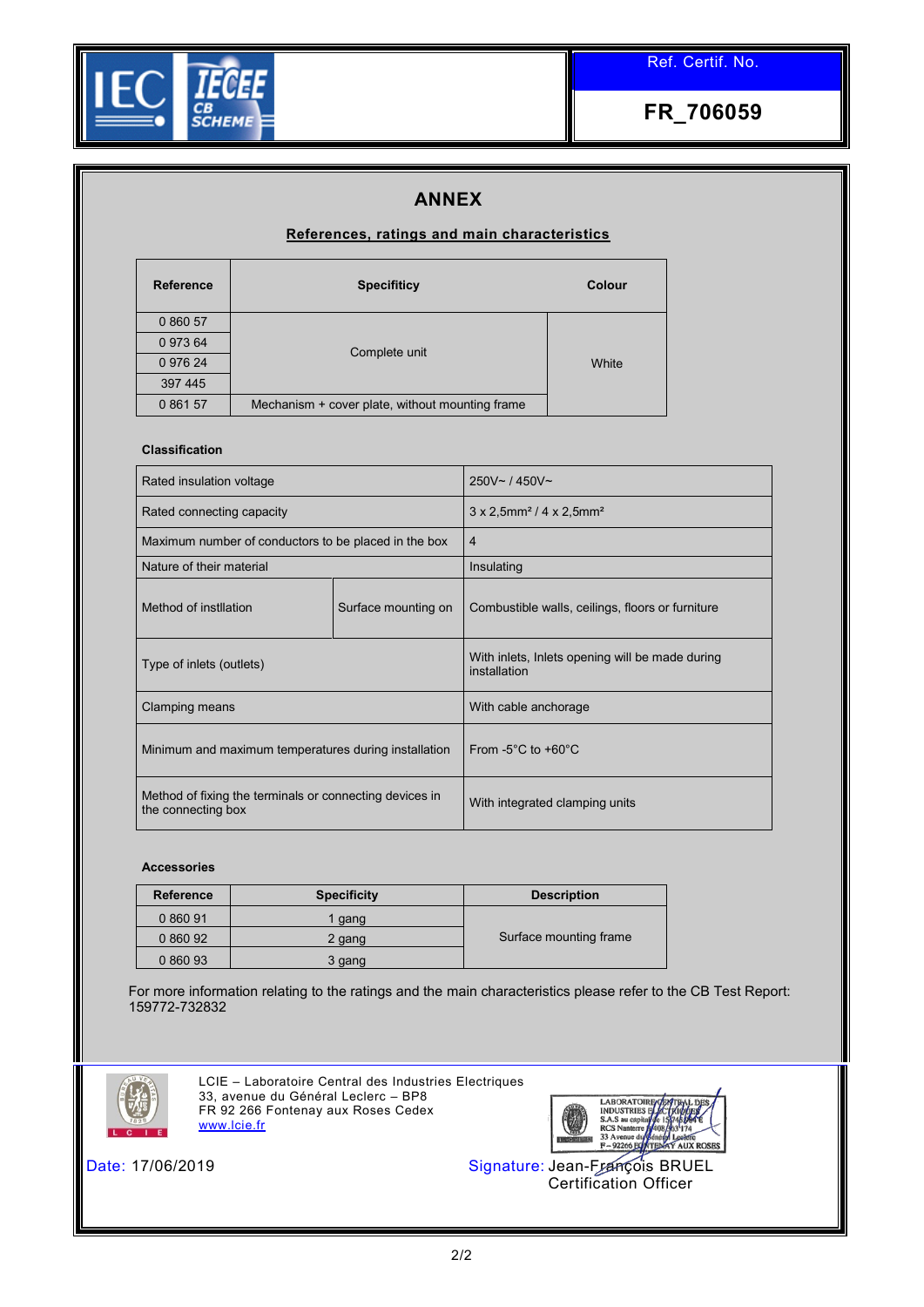Ref. Certif. No.

**FR_706059**

# ANNEX

## References, ratings and main characteristics

| Reference | Specifticy | Colour |
|---|---|---|
| 0 860 57 | Complete unit | White |
| 0 973 64 | | |
| 0 976 24 | | |
| 397 445 | | |
| 0 861 57 | Mechanism + cover plate, without mounting frame | |

**Classification**

| | | |
|---|---|---|
| Rated insulation voltage | | 250V~ / 450V~ |
| Rated connecting capacity | | 3 x 2,5mm² / 4 x 2,5mm² |
| Maximum number of conductors to be placed in the box | | 4 |
| Nature of their material | | Insulating |
| Method of instllation | Surface mounting on | Combustible walls, ceilings, floors or furniture |
| Type of inlets (outlets) | | With inlets, Inlets opening will be made during installation |
| Clamping means | | With cable anchorage |
| Minimum and maximum temperatures during installation | | From -5°C to +60°C |
| Method of fixing the terminals or connecting devices in the connecting box | | With integrated clamping units |

**Accessories**

| Reference | Specificity | Description |
|---|---|---|
| 0 860 91 | 1 gang | Surface mounting frame |
| 0 860 92 | 2 gang | |
| 0 860 93 | 3 gang | |

For more information relating to the ratings and the main characteristics please refer to the CB Test Report: 159772-732832

LCIE – Laboratoire Central des Industries Electriques
33, avenue du Général Leclerc – BP8
FR 92 266 Fontenay aux Roses Cedex
www.lcie.fr

LABORATOIRE CENTRAL DES INDUSTRIES ELECTRIQUES
S.A.S au capital de 15 745 984 €
RCS Nanterre B 408 363 174
33 Avenue du Général Leclerc
F-92266 FONTENAY AUX ROSES

Date: 17/06/2019

Signature: Jean-François BRUEL
Certification Officer